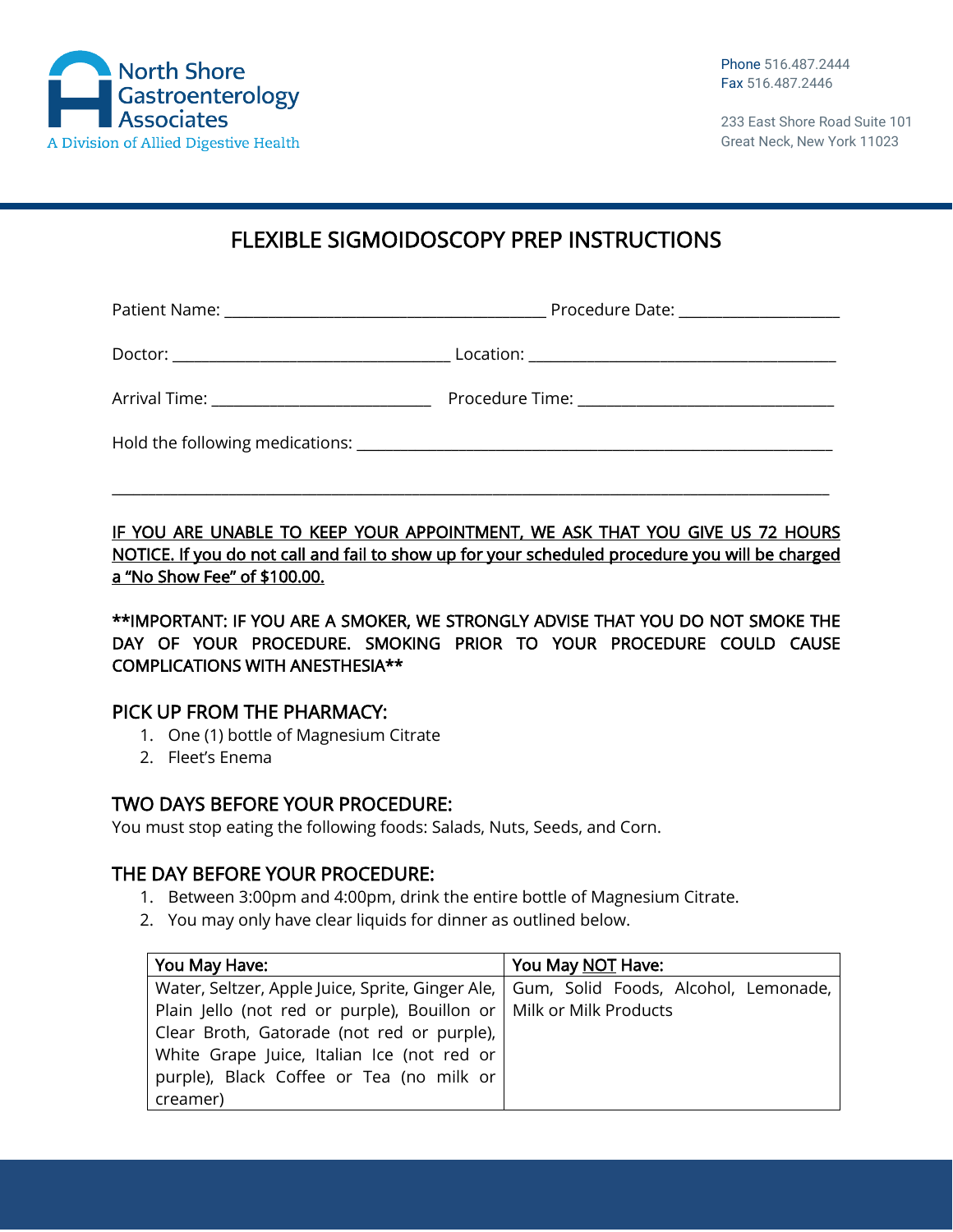North Shore Gastroenterology Associates
A Division of Allied Digestive Health

Phone 516.487.2444
Fax 516.487.2446

233 East Shore Road Suite 101
Great Neck, New York 11023

# FLEXIBLE SIGMOIDOSCOPY PREP INSTRUCTIONS

Patient Name: ________________________________________ Procedure Date: ____________________

Doctor: ___________________________________ Location: _______________________________________

Arrival Time: ___________________________ Procedure Time: ________________________________

Hold the following medications: ____________________________________________________________

_____________________________________________________________________________________________

<u>IF YOU ARE UNABLE TO KEEP YOUR APPOINTMENT, WE ASK THAT YOU GIVE US 72 HOURS NOTICE. If you do not call and fail to show up for your scheduled procedure you will be charged a "No Show Fee" of $100.00.</u>

**IMPORTANT: IF YOU ARE A SMOKER, WE STRONGLY ADVISE THAT YOU DO NOT SMOKE THE DAY OF YOUR PROCEDURE. SMOKING PRIOR TO YOUR PROCEDURE COULD CAUSE COMPLICATIONS WITH ANESTHESIA**

## PICK UP FROM THE PHARMACY:

1. One (1) bottle of Magnesium Citrate
2. Fleet's Enema

## TWO DAYS BEFORE YOUR PROCEDURE:

You must stop eating the following foods: Salads, Nuts, Seeds, and Corn.

## THE DAY BEFORE YOUR PROCEDURE:

1. Between 3:00pm and 4:00pm, drink the entire bottle of Magnesium Citrate.
2. You may only have clear liquids for dinner as outlined below.

| You May Have: | You May <u>NOT</u> Have: |
|---|---|
| Water, Seltzer, Apple Juice, Sprite, Ginger Ale, Plain Jello (not red or purple), Bouillon or Clear Broth, Gatorade (not red or purple), White Grape Juice, Italian Ice (not red or purple), Black Coffee or Tea (no milk or creamer) | Gum, Solid Foods, Alcohol, Lemonade, Milk or Milk Products |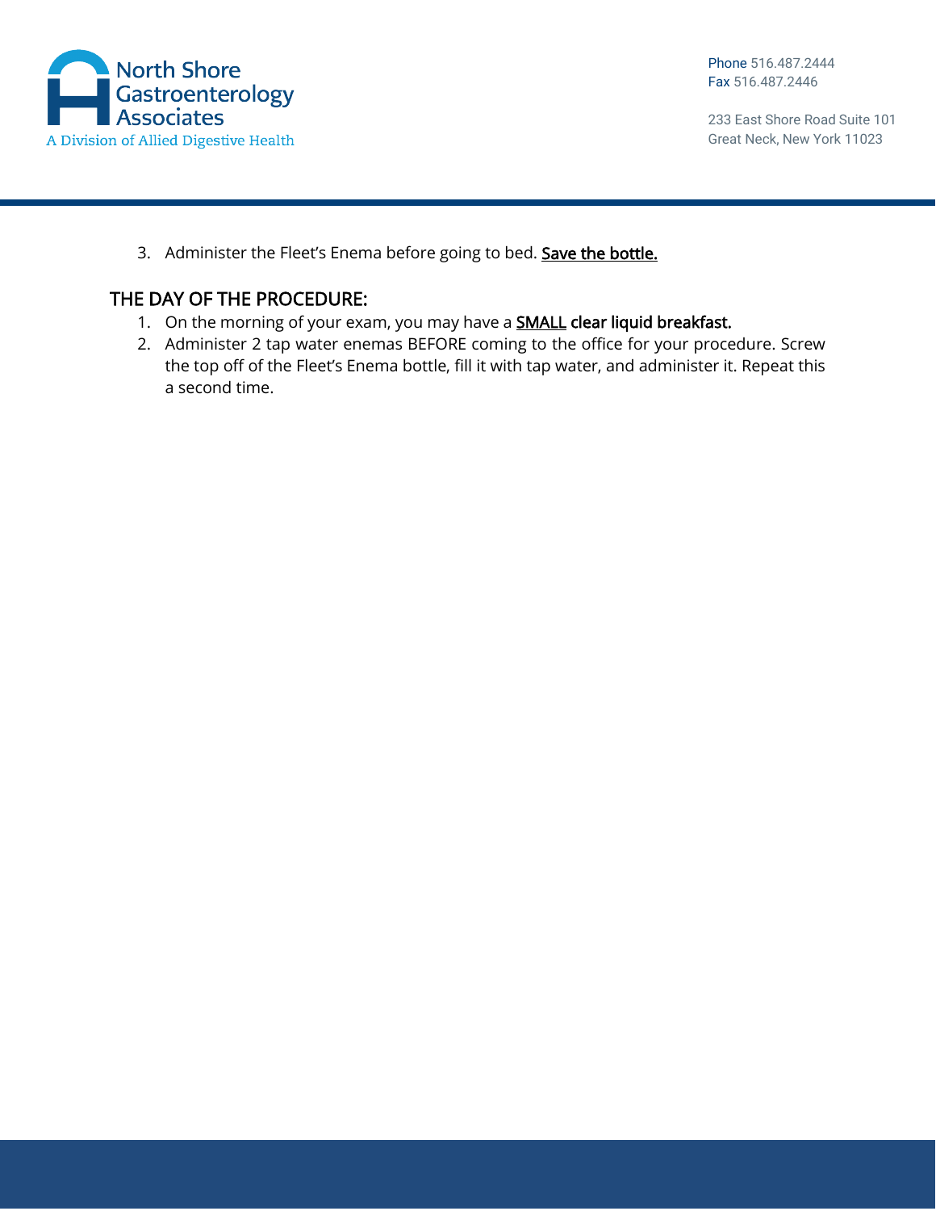3. Administer the Fleet's Enema before going to bed. **<u>Save the bottle.</u>**

## THE DAY OF THE PROCEDURE:

1. On the morning of your exam, you may have a **<u>SMALL</u> clear liquid breakfast.**
2. Administer 2 tap water enemas BEFORE coming to the office for your procedure. Screw the top off of the Fleet's Enema bottle, fill it with tap water, and administer it. Repeat this a second time.